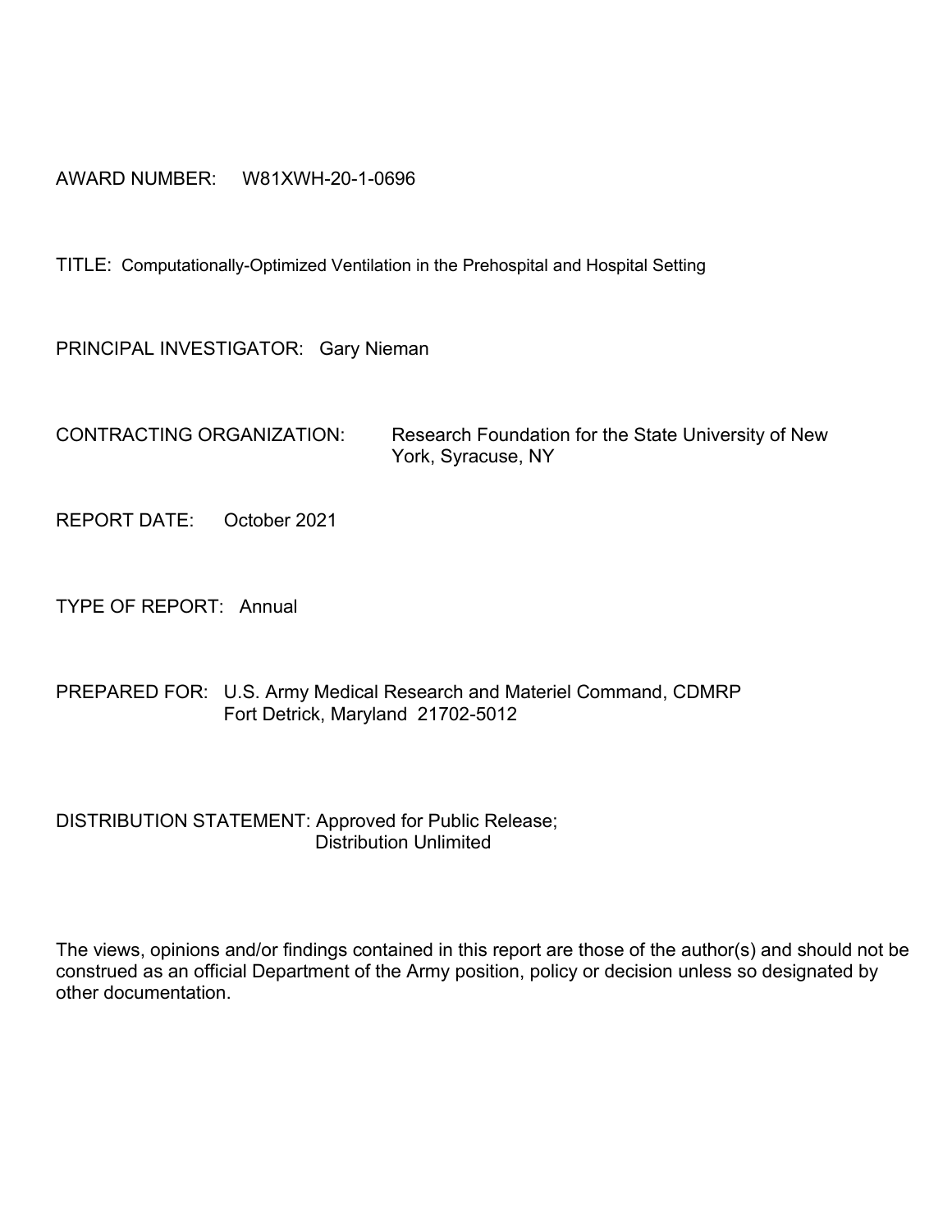AWARD NUMBER: W81XWH-20-1-0696

TITLE: Computationally-Optimized Ventilation in the Prehospital and Hospital Setting

PRINCIPAL INVESTIGATOR: Gary Nieman

CONTRACTING ORGANIZATION: Research Foundation for the State University of New York, Syracuse, NY

REPORT DATE: October 2021

TYPE OF REPORT: Annual

PREPARED FOR: U.S. Army Medical Research and Materiel Command, CDMRP
Fort Detrick, Maryland 21702-5012

DISTRIBUTION STATEMENT: Approved for Public Release;
Distribution Unlimited

The views, opinions and/or findings contained in this report are those of the author(s) and should not be construed as an official Department of the Army position, policy or decision unless so designated by other documentation.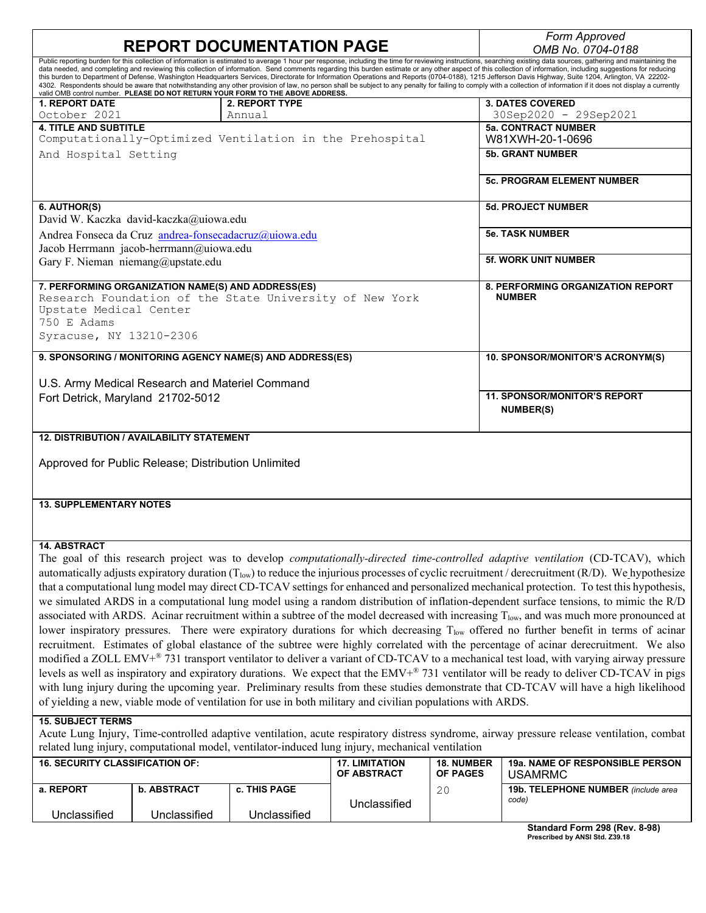# REPORT DOCUMENTATION PAGE

*Form Approved*
*OMB No. 0704-0188*

Public reporting burden for this collection of information is estimated to average 1 hour per response, including the time for reviewing instructions, searching existing data sources, gathering and maintaining the data needed, and completing and reviewing this collection of information. Send comments regarding this burden estimate or any other aspect of this collection of information, including suggestions for reducing this burden to Department of Defense, Washington Headquarters Services, Directorate for Information Operations and Reports (0704-0188), 1215 Jefferson Davis Highway, Suite 1204, Arlington, VA 22202-4302. Respondents should be aware that notwithstanding any other provision of law, no person shall be subject to any penalty for failing to comply with a collection of information if it does not display a currently valid OMB control number. **PLEASE DO NOT RETURN YOUR FORM TO THE ABOVE ADDRESS.**

| **1. REPORT DATE** | **2. REPORT TYPE** | **3. DATES COVERED** |
|---|---|---|
| October 2021 | Annual | 30Sep2020 - 29Sep2021 |

**4. TITLE AND SUBTITLE**
Computationally-Optimized Ventilation in the Prehospital And Hospital Setting

**5a. CONTRACT NUMBER**
W81XWH-20-1-0696

**5b. GRANT NUMBER**

**5c. PROGRAM ELEMENT NUMBER**

**6. AUTHOR(S)**
David W. Kaczka david-kaczka@uiowa.edu
Andrea Fonseca da Cruz andrea-fonsecadacruz@uiowa.edu
Jacob Herrmann jacob-herrmann@uiowa.edu
Gary F. Nieman niemang@upstate.edu

**5d. PROJECT NUMBER**

**5e. TASK NUMBER**

**5f. WORK UNIT NUMBER**

**7. PERFORMING ORGANIZATION NAME(S) AND ADDRESS(ES)**
Research Foundation of the State University of New York
Upstate Medical Center
750 E Adams
Syracuse, NY 13210-2306

**8. PERFORMING ORGANIZATION REPORT NUMBER**

**9. SPONSORING / MONITORING AGENCY NAME(S) AND ADDRESS(ES)**

U.S. Army Medical Research and Materiel Command
Fort Detrick, Maryland 21702-5012

**10. SPONSOR/MONITOR'S ACRONYM(S)**

**11. SPONSOR/MONITOR'S REPORT NUMBER(S)**

**12. DISTRIBUTION / AVAILABILITY STATEMENT**

Approved for Public Release; Distribution Unlimited

**13. SUPPLEMENTARY NOTES**

**14. ABSTRACT**
The goal of this research project was to develop *computationally-directed time-controlled adaptive ventilation* (CD-TCAV), which automatically adjusts expiratory duration ($T_{low}$) to reduce the injurious processes of cyclic recruitment / derecruitment (R/D). We hypothesize that a computational lung model may direct CD-TCAV settings for enhanced and personalized mechanical protection. To test this hypothesis, we simulated ARDS in a computational lung model using a random distribution of inflation-dependent surface tensions, to mimic the R/D associated with ARDS. Acinar recruitment within a subtree of the model decreased with increasing $T_{low}$, and was much more pronounced at lower inspiratory pressures. There were expiratory durations for which decreasing $T_{low}$ offered no further benefit in terms of acinar recruitment. Estimates of global elastance of the subtree were highly correlated with the percentage of acinar derecruitment. We also modified a ZOLL EMV+® 731 transport ventilator to deliver a variant of CD-TCAV to a mechanical test load, with varying airway pressure levels as well as inspiratory and expiratory durations. We expect that the EMV+® 731 ventilator will be ready to deliver CD-TCAV in pigs with lung injury during the upcoming year. Preliminary results from these studies demonstrate that CD-TCAV will have a high likelihood of yielding a new, viable mode of ventilation for use in both military and civilian populations with ARDS.

**15. SUBJECT TERMS**
Acute Lung Injury, Time-controlled adaptive ventilation, acute respiratory distress syndrome, airway pressure release ventilation, combat related lung injury, computational model, ventilator-induced lung injury, mechanical ventilation

| **16. SECURITY CLASSIFICATION OF:** | | | **17. LIMITATION OF ABSTRACT** | **18. NUMBER OF PAGES** | **19a. NAME OF RESPONSIBLE PERSON** USAMRMC |
|---|---|---|---|---|---|
| **a. REPORT** | **b. ABSTRACT** | **c. THIS PAGE** | | | **19b. TELEPHONE NUMBER** *(include area code)* |
| Unclassified | Unclassified | Unclassified | Unclassified | 20 | |

**Standard Form 298 (Rev. 8-98)**
**Prescribed by ANSI Std. Z39.18**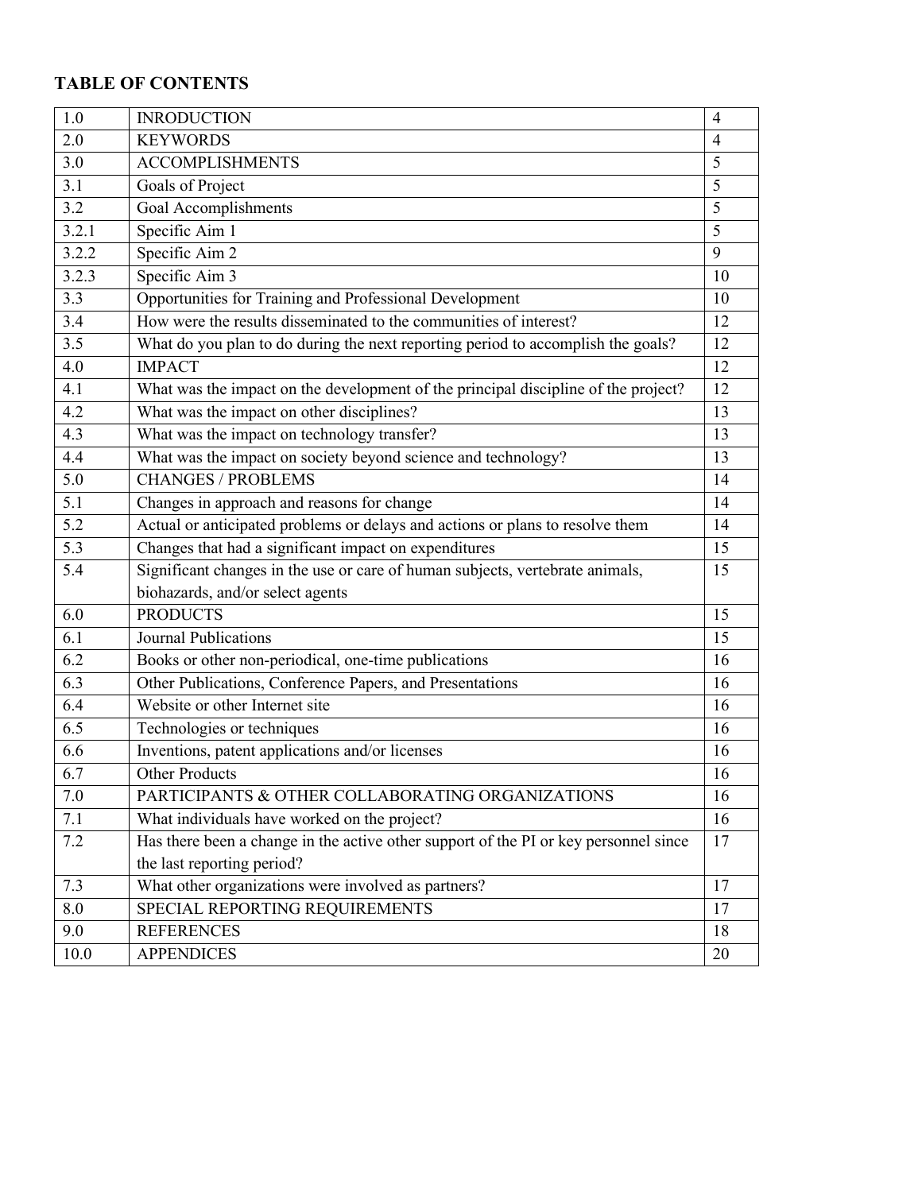**TABLE OF CONTENTS**

| 1.0 | INRODUCTION | 4 |
|---|---|---|
| 2.0 | KEYWORDS | 4 |
| 3.0 | ACCOMPLISHMENTS | 5 |
| 3.1 | Goals of Project | 5 |
| 3.2 | Goal Accomplishments | 5 |
| 3.2.1 | Specific Aim 1 | 5 |
| 3.2.2 | Specific Aim 2 | 9 |
| 3.2.3 | Specific Aim 3 | 10 |
| 3.3 | Opportunities for Training and Professional Development | 10 |
| 3.4 | How were the results disseminated to the communities of interest? | 12 |
| 3.5 | What do you plan to do during the next reporting period to accomplish the goals? | 12 |
| 4.0 | IMPACT | 12 |
| 4.1 | What was the impact on the development of the principal discipline of the project? | 12 |
| 4.2 | What was the impact on other disciplines? | 13 |
| 4.3 | What was the impact on technology transfer? | 13 |
| 4.4 | What was the impact on society beyond science and technology? | 13 |
| 5.0 | CHANGES / PROBLEMS | 14 |
| 5.1 | Changes in approach and reasons for change | 14 |
| 5.2 | Actual or anticipated problems or delays and actions or plans to resolve them | 14 |
| 5.3 | Changes that had a significant impact on expenditures | 15 |
| 5.4 | Significant changes in the use or care of human subjects, vertebrate animals, biohazards, and/or select agents | 15 |
| 6.0 | PRODUCTS | 15 |
| 6.1 | Journal Publications | 15 |
| 6.2 | Books or other non-periodical, one-time publications | 16 |
| 6.3 | Other Publications, Conference Papers, and Presentations | 16 |
| 6.4 | Website or other Internet site | 16 |
| 6.5 | Technologies or techniques | 16 |
| 6.6 | Inventions, patent applications and/or licenses | 16 |
| 6.7 | Other Products | 16 |
| 7.0 | PARTICIPANTS & OTHER COLLABORATING ORGANIZATIONS | 16 |
| 7.1 | What individuals have worked on the project? | 16 |
| 7.2 | Has there been a change in the active other support of the PI or key personnel since the last reporting period? | 17 |
| 7.3 | What other organizations were involved as partners? | 17 |
| 8.0 | SPECIAL REPORTING REQUIREMENTS | 17 |
| 9.0 | REFERENCES | 18 |
| 10.0 | APPENDICES | 20 |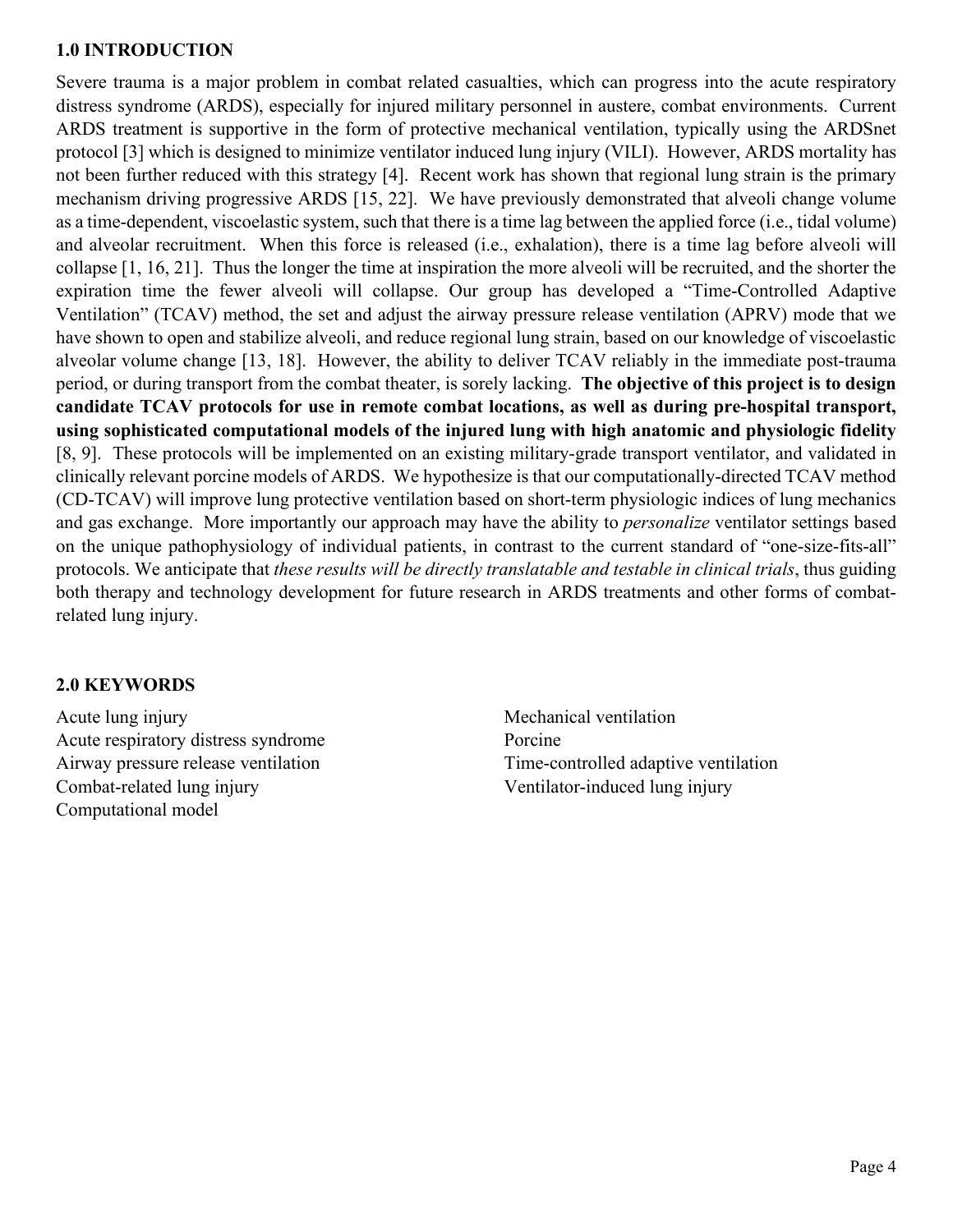## 1.0 INTRODUCTION

Severe trauma is a major problem in combat related casualties, which can progress into the acute respiratory distress syndrome (ARDS), especially for injured military personnel in austere, combat environments. Current ARDS treatment is supportive in the form of protective mechanical ventilation, typically using the ARDSnet protocol [3] which is designed to minimize ventilator induced lung injury (VILI). However, ARDS mortality has not been further reduced with this strategy [4]. Recent work has shown that regional lung strain is the primary mechanism driving progressive ARDS [15, 22]. We have previously demonstrated that alveoli change volume as a time-dependent, viscoelastic system, such that there is a time lag between the applied force (i.e., tidal volume) and alveolar recruitment. When this force is released (i.e., exhalation), there is a time lag before alveoli will collapse [1, 16, 21]. Thus the longer the time at inspiration the more alveoli will be recruited, and the shorter the expiration time the fewer alveoli will collapse. Our group has developed a "Time-Controlled Adaptive Ventilation" (TCAV) method, the set and adjust the airway pressure release ventilation (APRV) mode that we have shown to open and stabilize alveoli, and reduce regional lung strain, based on our knowledge of viscoelastic alveolar volume change [13, 18]. However, the ability to deliver TCAV reliably in the immediate post-trauma period, or during transport from the combat theater, is sorely lacking. **The objective of this project is to design candidate TCAV protocols for use in remote combat locations, as well as during pre-hospital transport, using sophisticated computational models of the injured lung with high anatomic and physiologic fidelity** [8, 9]. These protocols will be implemented on an existing military-grade transport ventilator, and validated in clinically relevant porcine models of ARDS. We hypothesize is that our computationally-directed TCAV method (CD-TCAV) will improve lung protective ventilation based on short-term physiologic indices of lung mechanics and gas exchange. More importantly our approach may have the ability to *personalize* ventilator settings based on the unique pathophysiology of individual patients, in contrast to the current standard of "one-size-fits-all" protocols. We anticipate that *these results will be directly translatable and testable in clinical trials*, thus guiding both therapy and technology development for future research in ARDS treatments and other forms of combat-related lung injury.

## 2.0 KEYWORDS

Acute lung injury
Acute respiratory distress syndrome
Airway pressure release ventilation
Combat-related lung injury
Computational model
Mechanical ventilation
Porcine
Time-controlled adaptive ventilation
Ventilator-induced lung injury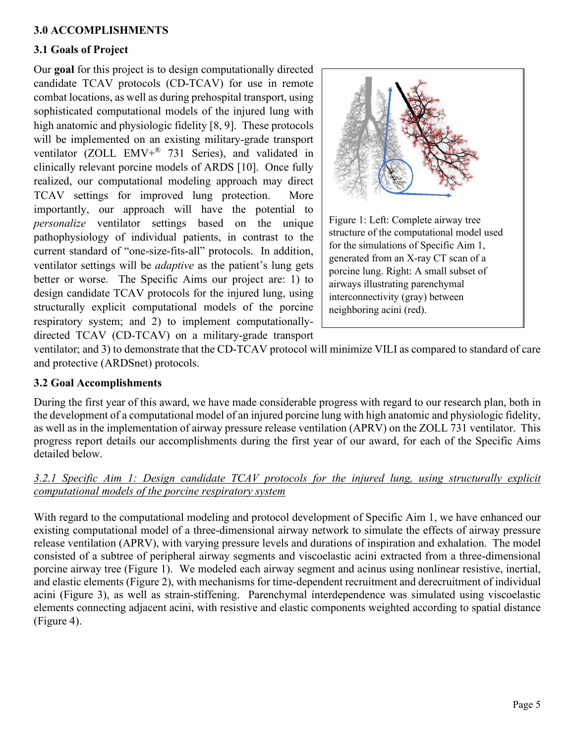## 3.0 ACCOMPLISHMENTS

### 3.1 Goals of Project

Our **goal** for this project is to design computationally directed candidate TCAV protocols (CD-TCAV) for use in remote combat locations, as well as during prehospital transport, using sophisticated computational models of the injured lung with high anatomic and physiologic fidelity [8, 9]. These protocols will be implemented on an existing military-grade transport ventilator (ZOLL EMV+® 731 Series), and validated in clinically relevant porcine models of ARDS [10]. Once fully realized, our computational modeling approach may direct TCAV settings for improved lung protection. More importantly, our approach will have the potential to *personalize* ventilator settings based on the unique pathophysiology of individual patients, in contrast to the current standard of "one-size-fits-all" protocols. In addition, ventilator settings will be *adaptive* as the patient's lung gets better or worse. The Specific Aims our project are: 1) to design candidate TCAV protocols for the injured lung, using structurally explicit computational models of the porcine respiratory system; and 2) to implement computationally-directed TCAV (CD-TCAV) on a military-grade transport ventilator; and 3) to demonstrate that the CD-TCAV protocol will minimize VILI as compared to standard of care and protective (ARDSnet) protocols.

Figure 1: Left: Complete airway tree structure of the computational model used for the simulations of Specific Aim 1, generated from an X-ray CT scan of a porcine lung. Right: A small subset of airways illustrating parenchymal interconnectivity (gray) between neighboring acini (red).

### 3.2 Goal Accomplishments

During the first year of this award, we have made considerable progress with regard to our research plan, both in the development of a computational model of an injured porcine lung with high anatomic and physiologic fidelity, as well as in the implementation of airway pressure release ventilation (APRV) on the ZOLL 731 ventilator. This progress report details our accomplishments during the first year of our award, for each of the Specific Aims detailed below.

#### 3.2.1 Specific Aim 1: Design candidate TCAV protocols for the injured lung, using structurally explicit computational models of the porcine respiratory system

With regard to the computational modeling and protocol development of Specific Aim 1, we have enhanced our existing computational model of a three-dimensional airway network to simulate the effects of airway pressure release ventilation (APRV), with varying pressure levels and durations of inspiration and exhalation. The model consisted of a subtree of peripheral airway segments and viscoelastic acini extracted from a three-dimensional porcine airway tree (Figure 1). We modeled each airway segment and acinus using nonlinear resistive, inertial, and elastic elements (Figure 2), with mechanisms for time-dependent recruitment and derecruitment of individual acini (Figure 3), as well as strain-stiffening. Parenchymal interdependence was simulated using viscoelastic elements connecting adjacent acini, with resistive and elastic components weighted according to spatial distance (Figure 4).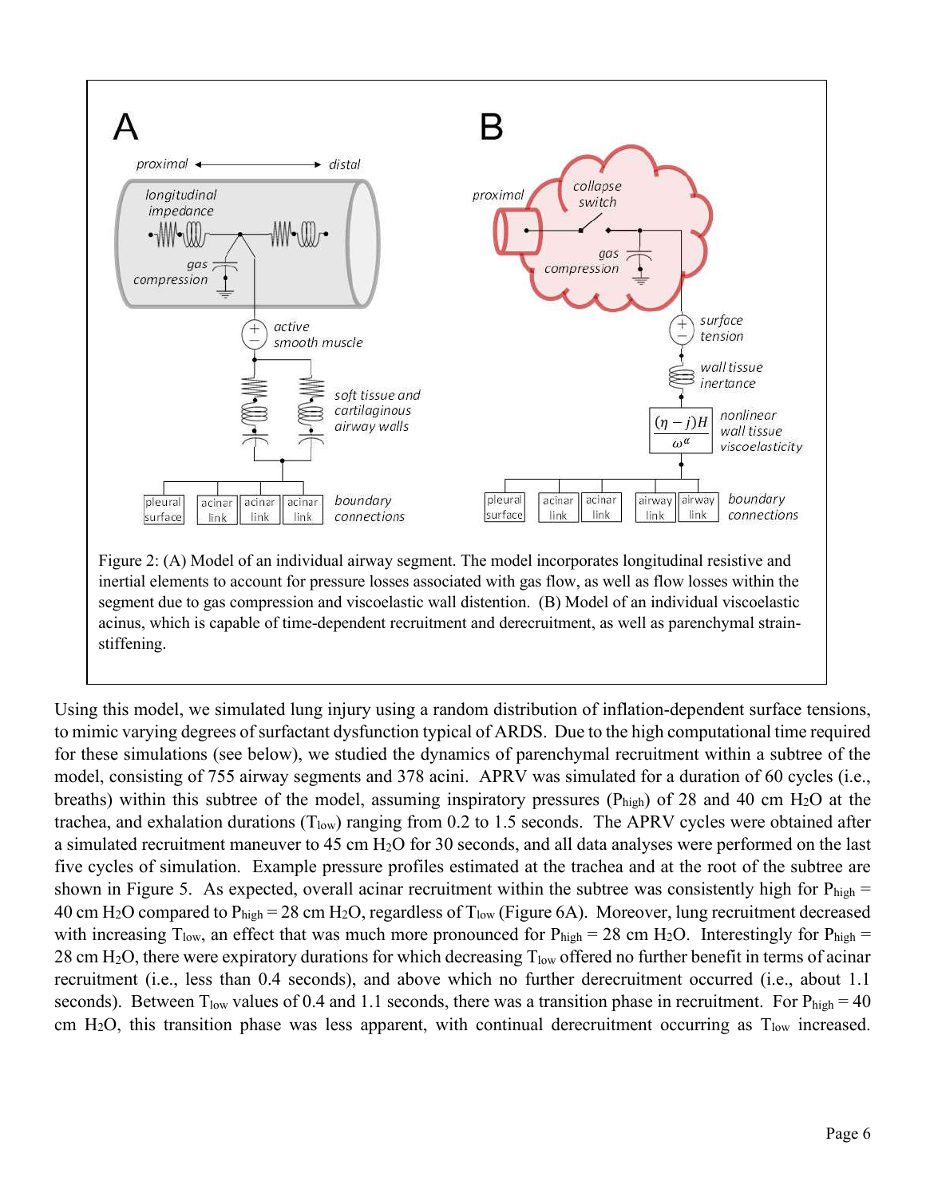Figure 2: (A) Model of an individual airway segment. The model incorporates longitudinal resistive and inertial elements to account for pressure losses associated with gas flow, as well as flow losses within the segment due to gas compression and viscoelastic wall distention. (B) Model of an individual viscoelastic acinus, which is capable of time-dependent recruitment and derecruitment, as well as parenchymal strain-stiffening.

Using this model, we simulated lung injury using a random distribution of inflation-dependent surface tensions, to mimic varying degrees of surfactant dysfunction typical of ARDS. Due to the high computational time required for these simulations (see below), we studied the dynamics of parenchymal recruitment within a subtree of the model, consisting of 755 airway segments and 378 acini. APRV was simulated for a duration of 60 cycles (i.e., breaths) within this subtree of the model, assuming inspiratory pressures ($P_{high}$) of 28 and 40 cm $H_2O$ at the trachea, and exhalation durations ($T_{low}$) ranging from 0.2 to 1.5 seconds. The APRV cycles were obtained after a simulated recruitment maneuver to 45 cm $H_2O$ for 30 seconds, and all data analyses were performed on the last five cycles of simulation. Example pressure profiles estimated at the trachea and at the root of the subtree are shown in Figure 5. As expected, overall acinar recruitment within the subtree was consistently high for $P_{high}$ = 40 cm $H_2O$ compared to $P_{high}$ = 28 cm $H_2O$, regardless of $T_{low}$ (Figure 6A). Moreover, lung recruitment decreased with increasing $T_{low}$, an effect that was much more pronounced for $P_{high}$ = 28 cm $H_2O$. Interestingly for $P_{high}$ = 28 cm $H_2O$, there were expiratory durations for which decreasing $T_{low}$ offered no further benefit in terms of acinar recruitment (i.e., less than 0.4 seconds), and above which no further derecruitment occurred (i.e., about 1.1 seconds). Between $T_{low}$ values of 0.4 and 1.1 seconds, there was a transition phase in recruitment. For $P_{high}$ = 40 cm $H_2O$, this transition phase was less apparent, with continual derecruitment occurring as $T_{low}$ increased.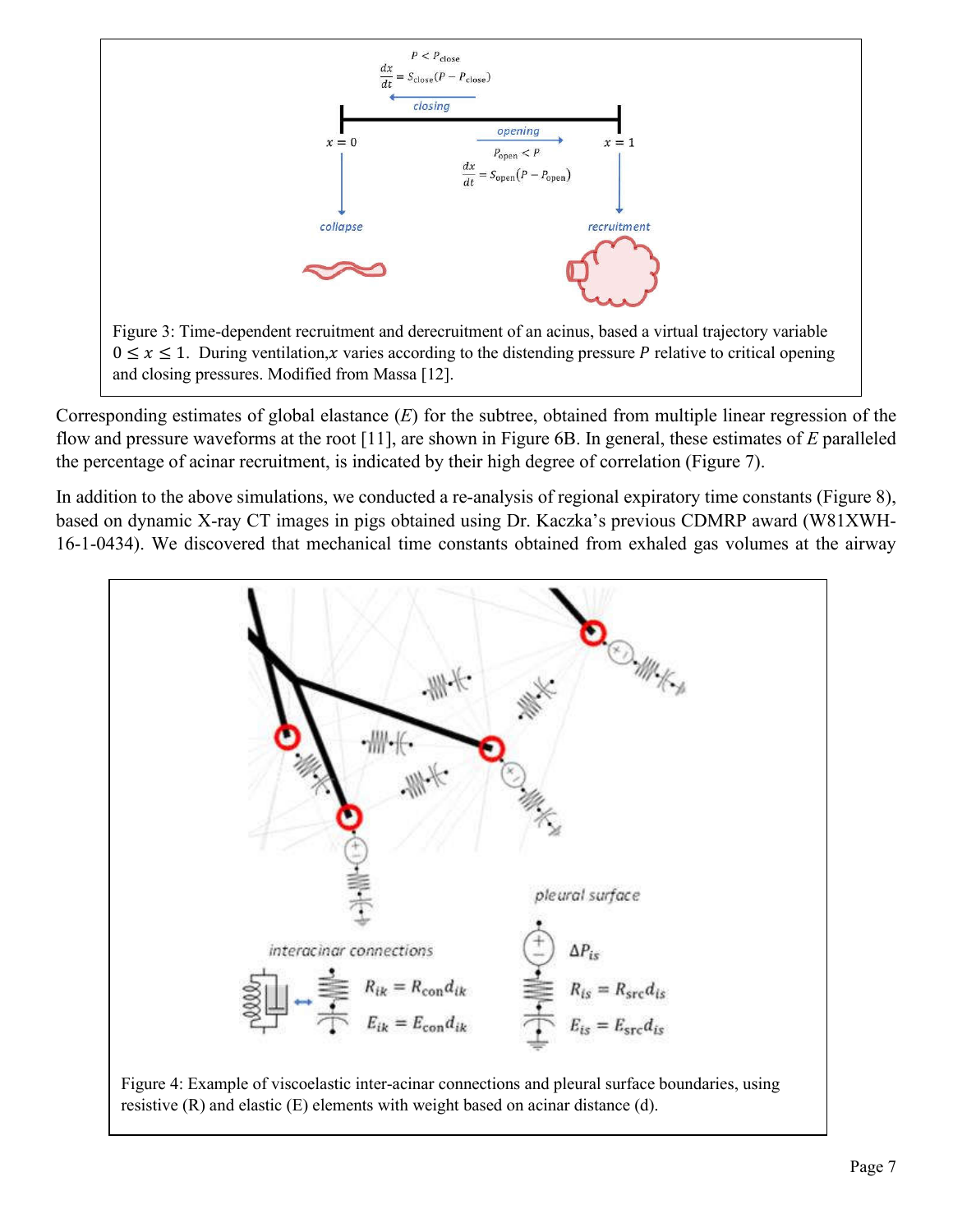Figure 3: Time-dependent recruitment and derecruitment of an acinus, based a virtual trajectory variable $0 \leq x \leq 1$. During ventilation,$x$ varies according to the distending pressure $P$ relative to critical opening and closing pressures. Modified from Massa [12].

Corresponding estimates of global elastance ($E$) for the subtree, obtained from multiple linear regression of the flow and pressure waveforms at the root [11], are shown in Figure 6B. In general, these estimates of $E$ paralleled the percentage of acinar recruitment, is indicated by their high degree of correlation (Figure 7).

In addition to the above simulations, we conducted a re-analysis of regional expiratory time constants (Figure 8), based on dynamic X-ray CT images in pigs obtained using Dr. Kaczka's previous CDMRP award (W81XWH-16-1-0434). We discovered that mechanical time constants obtained from exhaled gas volumes at the airway

Figure 4: Example of viscoelastic inter-acinar connections and pleural surface boundaries, using resistive (R) and elastic (E) elements with weight based on acinar distance (d).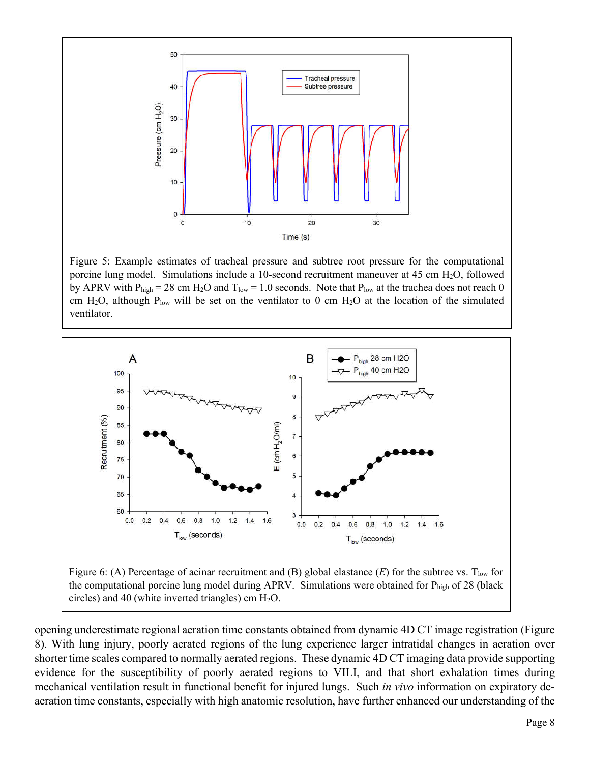Figure 5: Example estimates of tracheal pressure and subtree root pressure for the computational porcine lung model. Simulations include a 10-second recruitment maneuver at 45 cm $H_2O$, followed by APRV with $P_{high}$ = 28 cm $H_2O$ and $T_{low}$ = 1.0 seconds. Note that $P_{low}$ at the trachea does not reach 0 cm $H_2O$, although $P_{low}$ will be set on the ventilator to 0 cm $H_2O$ at the location of the simulated ventilator.

Figure 6: (A) Percentage of acinar recruitment and (B) global elastance ($E$) for the subtree vs. $T_{low}$ for the computational porcine lung model during APRV. Simulations were obtained for $P_{high}$ of 28 (black circles) and 40 (white inverted triangles) cm $H_2O$.

opening underestimate regional aeration time constants obtained from dynamic 4D CT image registration (Figure 8). With lung injury, poorly aerated regions of the lung experience larger intratidal changes in aeration over shorter time scales compared to normally aerated regions. These dynamic 4D CT imaging data provide supporting evidence for the susceptibility of poorly aerated regions to VILI, and that short exhalation times during mechanical ventilation result in functional benefit for injured lungs. Such *in vivo* information on expiratory de-aeration time constants, especially with high anatomic resolution, have further enhanced our understanding of the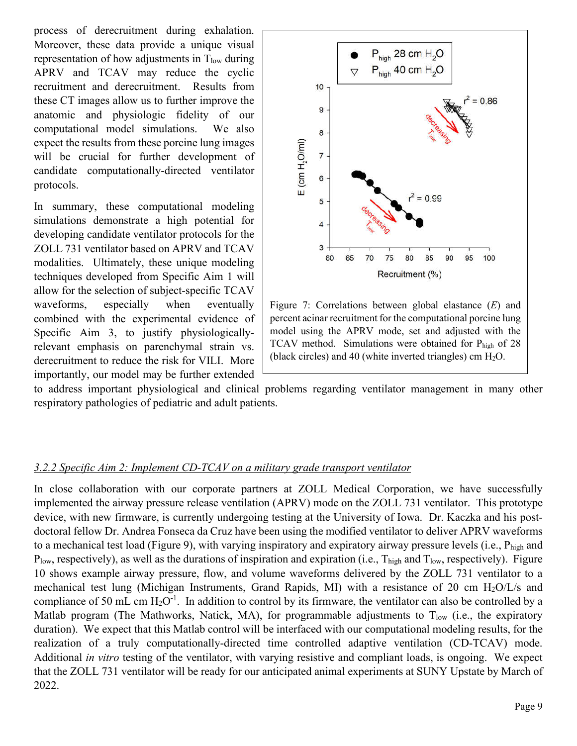process of derecruitment during exhalation. Moreover, these data provide a unique visual representation of how adjustments in $T_{low}$ during APRV and TCAV may reduce the cyclic recruitment and derecruitment. Results from these CT images allow us to further improve the anatomic and physiologic fidelity of our computational model simulations. We also expect the results from these porcine lung images will be crucial for further development of candidate computationally-directed ventilator protocols.

In summary, these computational modeling simulations demonstrate a high potential for developing candidate ventilator protocols for the ZOLL 731 ventilator based on APRV and TCAV modalities. Ultimately, these unique modeling techniques developed from Specific Aim 1 will allow for the selection of subject-specific TCAV waveforms, especially when eventually combined with the experimental evidence of Specific Aim 3, to justify physiologically-relevant emphasis on parenchymal strain vs. derecruitment to reduce the risk for VILI. More importantly, our model may be further extended to address important physiological and clinical problems regarding ventilator management in many other respiratory pathologies of pediatric and adult patients.

Figure 7: Correlations between global elastance (*E*) and percent acinar recruitment for the computational porcine lung model using the APRV mode, set and adjusted with the TCAV method. Simulations were obtained for $P_{high}$ of 28 (black circles) and 40 (white inverted triangles) cm $H_2O$.

### *3.2.2 Specific Aim 2: Implement CD-TCAV on a military grade transport ventilator*

In close collaboration with our corporate partners at ZOLL Medical Corporation, we have successfully implemented the airway pressure release ventilation (APRV) mode on the ZOLL 731 ventilator. This prototype device, with new firmware, is currently undergoing testing at the University of Iowa. Dr. Kaczka and his post-doctoral fellow Dr. Andrea Fonseca da Cruz have been using the modified ventilator to deliver APRV waveforms to a mechanical test load (Figure 9), with varying inspiratory and expiratory airway pressure levels (i.e., $P_{high}$ and $P_{low}$, respectively), as well as the durations of inspiration and expiration (i.e., $T_{high}$ and $T_{low}$, respectively). Figure 10 shows example airway pressure, flow, and volume waveforms delivered by the ZOLL 731 ventilator to a mechanical test lung (Michigan Instruments, Grand Rapids, MI) with a resistance of 20 cm $H_2O$/L/s and compliance of 50 mL cm $H_2O^{-1}$. In addition to control by its firmware, the ventilator can also be controlled by a Matlab program (The Mathworks, Natick, MA), for programmable adjustments to $T_{low}$ (i.e., the expiratory duration). We expect that this Matlab control will be interfaced with our computational modeling results, for the realization of a truly computationally-directed time controlled adaptive ventilation (CD-TCAV) mode. Additional *in vitro* testing of the ventilator, with varying resistive and compliant loads, is ongoing. We expect that the ZOLL 731 ventilator will be ready for our anticipated animal experiments at SUNY Upstate by March of 2022.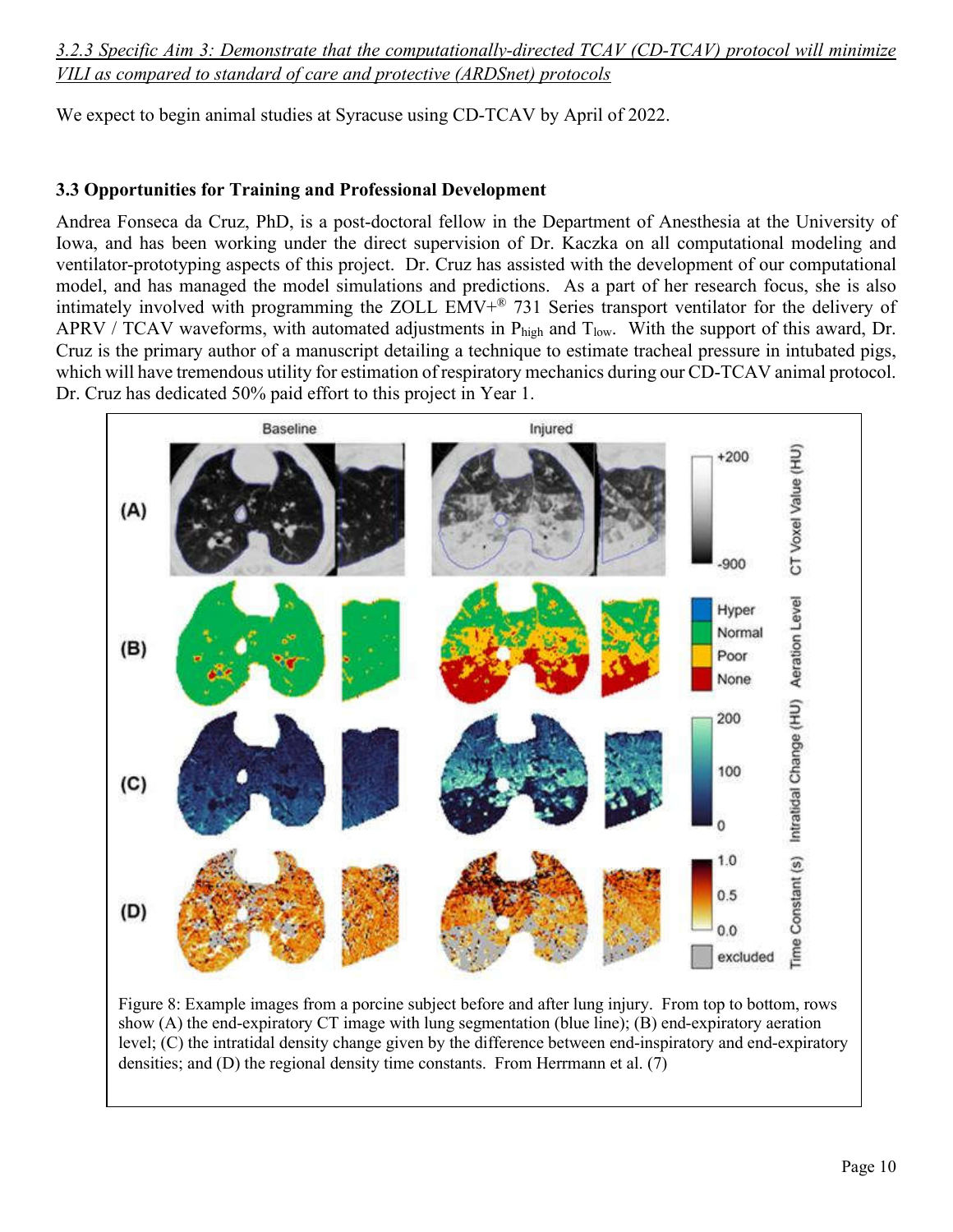*3.2.3 Specific Aim 3: Demonstrate that the computationally-directed TCAV (CD-TCAV) protocol will minimize VILI as compared to standard of care and protective (ARDSnet) protocols*

We expect to begin animal studies at Syracuse using CD-TCAV by April of 2022.

### 3.3 Opportunities for Training and Professional Development

Andrea Fonseca da Cruz, PhD, is a post-doctoral fellow in the Department of Anesthesia at the University of Iowa, and has been working under the direct supervision of Dr. Kaczka on all computational modeling and ventilator-prototyping aspects of this project. Dr. Cruz has assisted with the development of our computational model, and has managed the model simulations and predictions. As a part of her research focus, she is also intimately involved with programming the ZOLL EMV+® 731 Series transport ventilator for the delivery of APRV / TCAV waveforms, with automated adjustments in $P_{high}$ and $T_{low}$. With the support of this award, Dr. Cruz is the primary author of a manuscript detailing a technique to estimate tracheal pressure in intubated pigs, which will have tremendous utility for estimation of respiratory mechanics during our CD-TCAV animal protocol. Dr. Cruz has dedicated 50% paid effort to this project in Year 1.

Figure 8: Example images from a porcine subject before and after lung injury. From top to bottom, rows show (A) the end-expiratory CT image with lung segmentation (blue line); (B) end-expiratory aeration level; (C) the intratidal density change given by the difference between end-inspiratory and end-expiratory densities; and (D) the regional density time constants. From Herrmann et al. (7)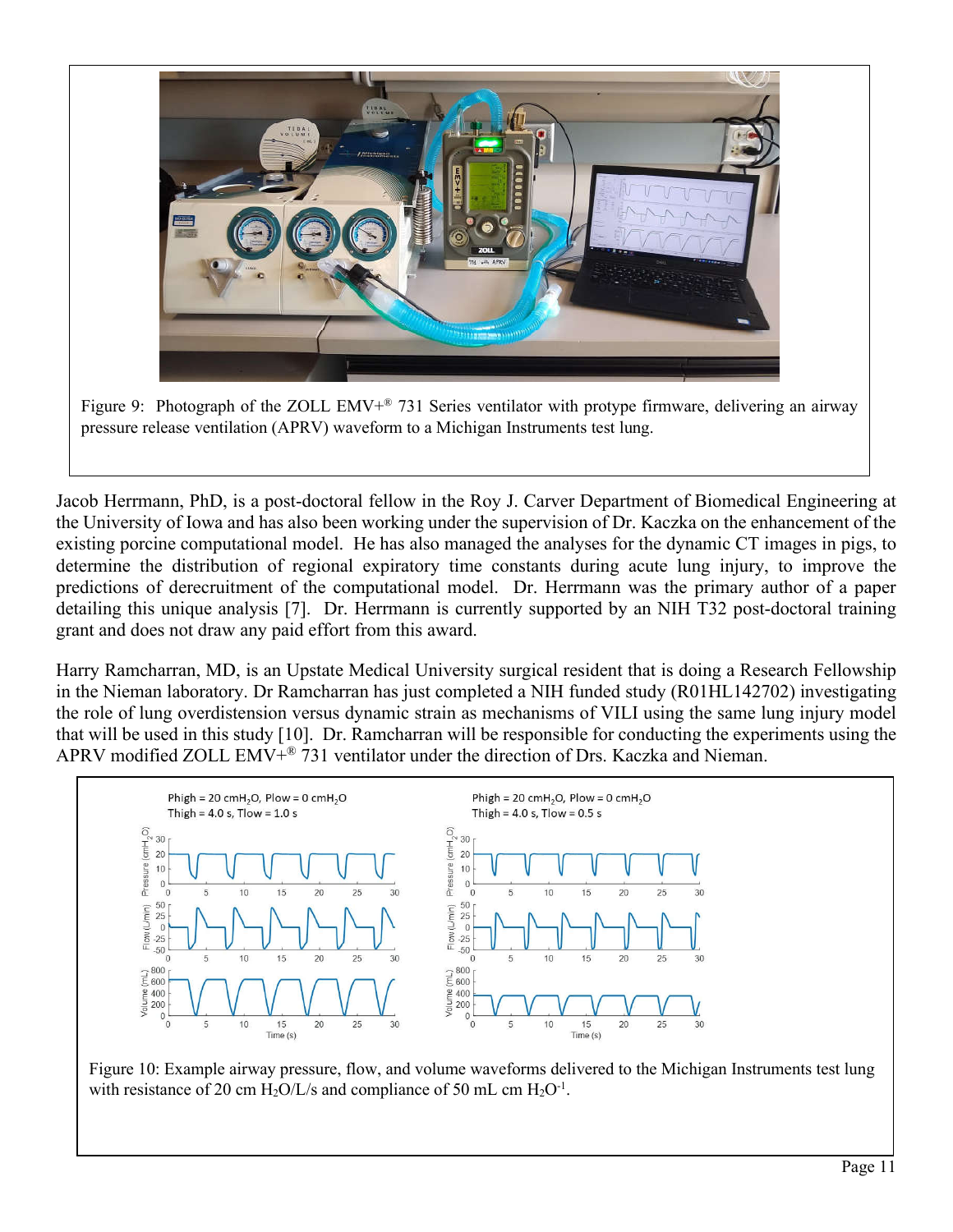Figure 9: Photograph of the ZOLL EMV+® 731 Series ventilator with protype firmware, delivering an airway pressure release ventilation (APRV) waveform to a Michigan Instruments test lung.

Jacob Herrmann, PhD, is a post-doctoral fellow in the Roy J. Carver Department of Biomedical Engineering at the University of Iowa and has also been working under the supervision of Dr. Kaczka on the enhancement of the existing porcine computational model. He has also managed the analyses for the dynamic CT images in pigs, to determine the distribution of regional expiratory time constants during acute lung injury, to improve the predictions of derecruitment of the computational model. Dr. Herrmann was the primary author of a paper detailing this unique analysis [7]. Dr. Herrmann is currently supported by an NIH T32 post-doctoral training grant and does not draw any paid effort from this award.

Harry Ramcharran, MD, is an Upstate Medical University surgical resident that is doing a Research Fellowship in the Nieman laboratory. Dr Ramcharran has just completed a NIH funded study (R01HL142702) investigating the role of lung overdistension versus dynamic strain as mechanisms of VILI using the same lung injury model that will be used in this study [10]. Dr. Ramcharran will be responsible for conducting the experiments using the APRV modified ZOLL EMV+® 731 ventilator under the direction of Drs. Kaczka and Nieman.

Figure 10: Example airway pressure, flow, and volume waveforms delivered to the Michigan Instruments test lung with resistance of 20 cm $H_2O$/L/s and compliance of 50 mL cm $H_2O^{-1}$.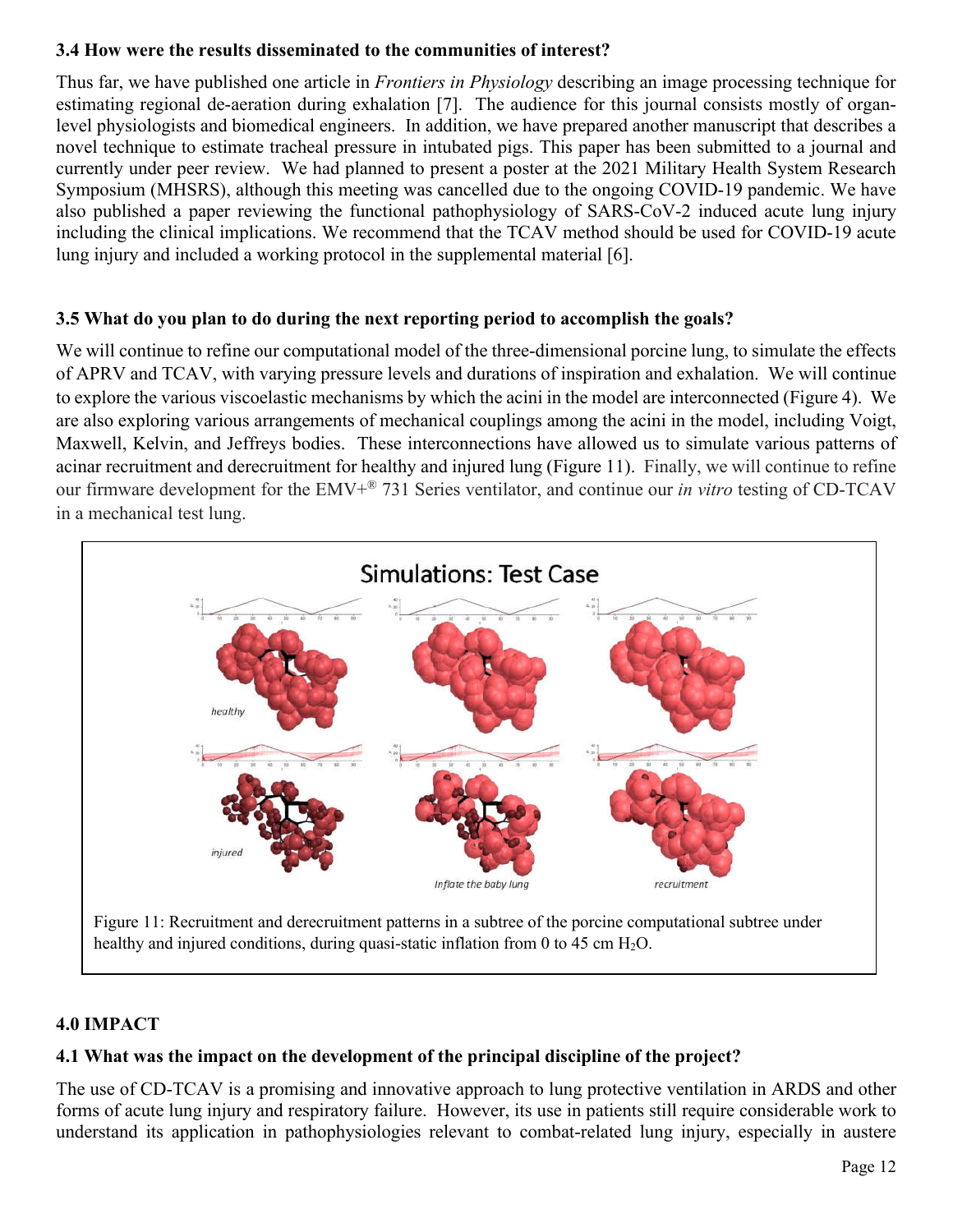### 3.4 How were the results disseminated to the communities of interest?

Thus far, we have published one article in *Frontiers in Physiology* describing an image processing technique for estimating regional de-aeration during exhalation [7]. The audience for this journal consists mostly of organ-level physiologists and biomedical engineers. In addition, we have prepared another manuscript that describes a novel technique to estimate tracheal pressure in intubated pigs. This paper has been submitted to a journal and currently under peer review. We had planned to present a poster at the 2021 Military Health System Research Symposium (MHSRS), although this meeting was cancelled due to the ongoing COVID-19 pandemic. We have also published a paper reviewing the functional pathophysiology of SARS-CoV-2 induced acute lung injury including the clinical implications. We recommend that the TCAV method should be used for COVID-19 acute lung injury and included a working protocol in the supplemental material [6].

### 3.5 What do you plan to do during the next reporting period to accomplish the goals?

We will continue to refine our computational model of the three-dimensional porcine lung, to simulate the effects of APRV and TCAV, with varying pressure levels and durations of inspiration and exhalation. We will continue to explore the various viscoelastic mechanisms by which the acini in the model are interconnected (Figure 4). We are also exploring various arrangements of mechanical couplings among the acini in the model, including Voigt, Maxwell, Kelvin, and Jeffreys bodies. These interconnections have allowed us to simulate various patterns of acinar recruitment and derecruitment for healthy and injured lung (Figure 11). Finally, we will continue to refine our firmware development for the EMV+® 731 Series ventilator, and continue our *in vitro* testing of CD-TCAV in a mechanical test lung.

Simulations: Test Case

healthy

injured

Inflate the baby lung

recruitment

Figure 11: Recruitment and derecruitment patterns in a subtree of the porcine computational subtree under healthy and injured conditions, during quasi-static inflation from 0 to 45 cm $H_2O$.

## 4.0 IMPACT

### 4.1 What was the impact on the development of the principal discipline of the project?

The use of CD-TCAV is a promising and innovative approach to lung protective ventilation in ARDS and other forms of acute lung injury and respiratory failure. However, its use in patients still require considerable work to understand its application in pathophysiologies relevant to combat-related lung injury, especially in austere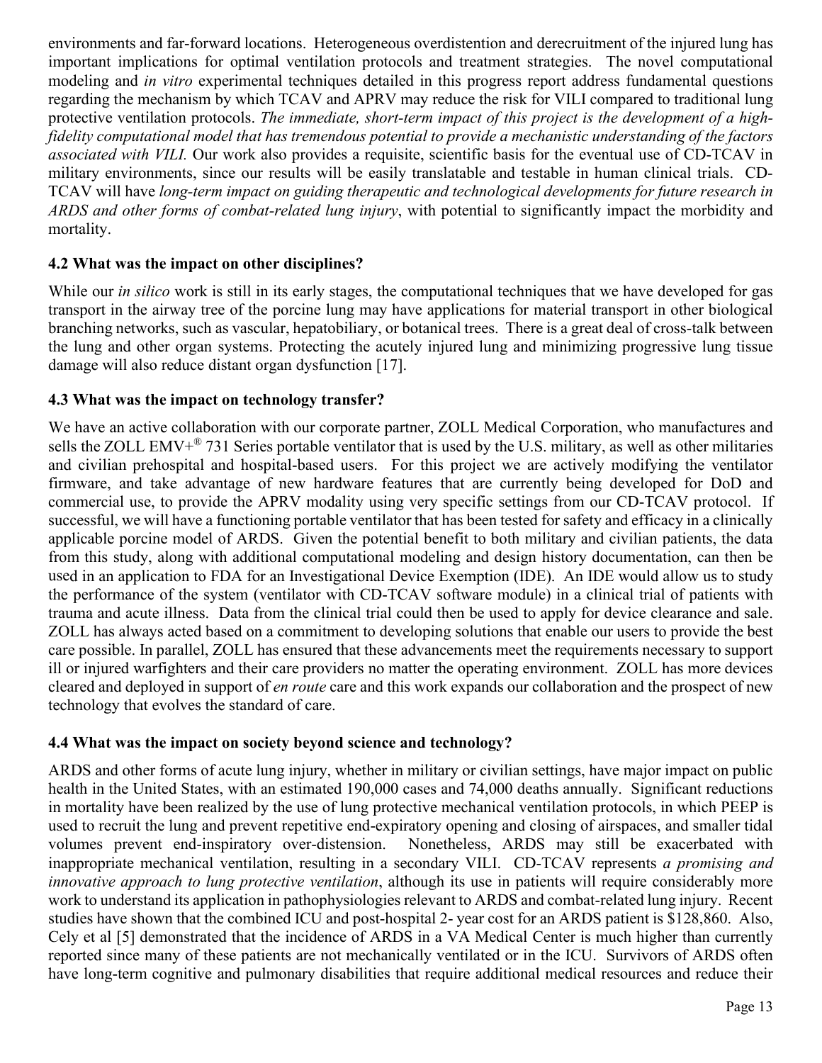environments and far-forward locations. Heterogeneous overdistention and derecruitment of the injured lung has important implications for optimal ventilation protocols and treatment strategies. The novel computational modeling and *in vitro* experimental techniques detailed in this progress report address fundamental questions regarding the mechanism by which TCAV and APRV may reduce the risk for VILI compared to traditional lung protective ventilation protocols. *The immediate, short-term impact of this project is the development of a high-fidelity computational model that has tremendous potential to provide a mechanistic understanding of the factors associated with VILI.* Our work also provides a requisite, scientific basis for the eventual use of CD-TCAV in military environments, since our results will be easily translatable and testable in human clinical trials. CD-TCAV will have *long-term impact on guiding therapeutic and technological developments for future research in ARDS and other forms of combat-related lung injury*, with potential to significantly impact the morbidity and mortality.

### 4.2 What was the impact on other disciplines?

While our *in silico* work is still in its early stages, the computational techniques that we have developed for gas transport in the airway tree of the porcine lung may have applications for material transport in other biological branching networks, such as vascular, hepatobiliary, or botanical trees. There is a great deal of cross-talk between the lung and other organ systems. Protecting the acutely injured lung and minimizing progressive lung tissue damage will also reduce distant organ dysfunction [17].

### 4.3 What was the impact on technology transfer?

We have an active collaboration with our corporate partner, ZOLL Medical Corporation, who manufactures and sells the ZOLL EMV+® 731 Series portable ventilator that is used by the U.S. military, as well as other militaries and civilian prehospital and hospital-based users. For this project we are actively modifying the ventilator firmware, and take advantage of new hardware features that are currently being developed for DoD and commercial use, to provide the APRV modality using very specific settings from our CD-TCAV protocol. If successful, we will have a functioning portable ventilator that has been tested for safety and efficacy in a clinically applicable porcine model of ARDS. Given the potential benefit to both military and civilian patients, the data from this study, along with additional computational modeling and design history documentation, can then be used in an application to FDA for an Investigational Device Exemption (IDE). An IDE would allow us to study the performance of the system (ventilator with CD-TCAV software module) in a clinical trial of patients with trauma and acute illness. Data from the clinical trial could then be used to apply for device clearance and sale. ZOLL has always acted based on a commitment to developing solutions that enable our users to provide the best care possible. In parallel, ZOLL has ensured that these advancements meet the requirements necessary to support ill or injured warfighters and their care providers no matter the operating environment. ZOLL has more devices cleared and deployed in support of *en route* care and this work expands our collaboration and the prospect of new technology that evolves the standard of care.

### 4.4 What was the impact on society beyond science and technology?

ARDS and other forms of acute lung injury, whether in military or civilian settings, have major impact on public health in the United States, with an estimated 190,000 cases and 74,000 deaths annually. Significant reductions in mortality have been realized by the use of lung protective mechanical ventilation protocols, in which PEEP is used to recruit the lung and prevent repetitive end-expiratory opening and closing of airspaces, and smaller tidal volumes prevent end-inspiratory over-distension. Nonetheless, ARDS may still be exacerbated with inappropriate mechanical ventilation, resulting in a secondary VILI. CD-TCAV represents *a promising and innovative approach to lung protective ventilation*, although its use in patients will require considerably more work to understand its application in pathophysiologies relevant to ARDS and combat-related lung injury. Recent studies have shown that the combined ICU and post-hospital 2- year cost for an ARDS patient is $128,860. Also, Cely et al [5] demonstrated that the incidence of ARDS in a VA Medical Center is much higher than currently reported since many of these patients are not mechanically ventilated or in the ICU. Survivors of ARDS often have long-term cognitive and pulmonary disabilities that require additional medical resources and reduce their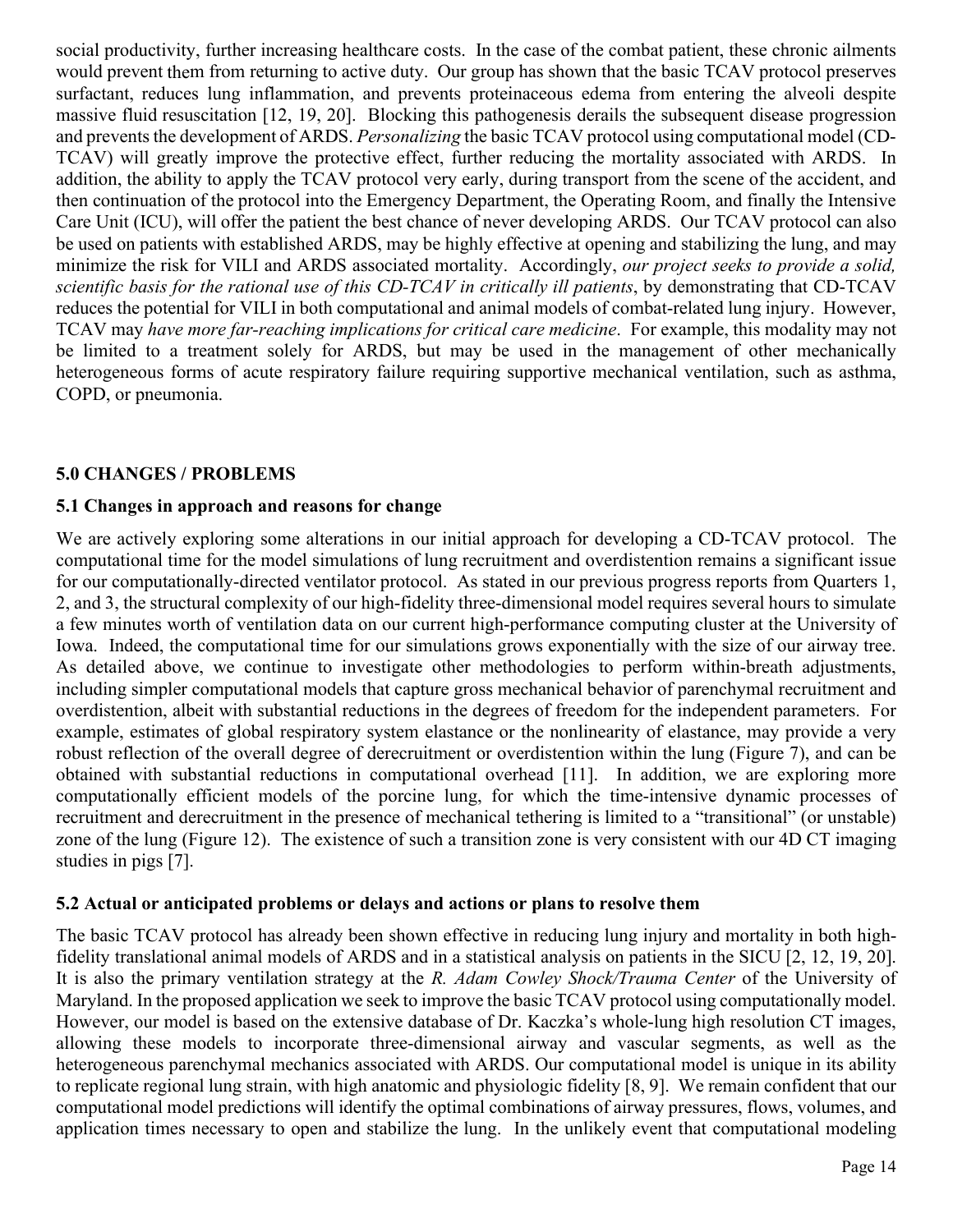social productivity, further increasing healthcare costs. In the case of the combat patient, these chronic ailments would prevent them from returning to active duty. Our group has shown that the basic TCAV protocol preserves surfactant, reduces lung inflammation, and prevents proteinaceous edema from entering the alveoli despite massive fluid resuscitation [12, 19, 20]. Blocking this pathogenesis derails the subsequent disease progression and prevents the development of ARDS. *Personalizing* the basic TCAV protocol using computational model (CD-TCAV) will greatly improve the protective effect, further reducing the mortality associated with ARDS. In addition, the ability to apply the TCAV protocol very early, during transport from the scene of the accident, and then continuation of the protocol into the Emergency Department, the Operating Room, and finally the Intensive Care Unit (ICU), will offer the patient the best chance of never developing ARDS. Our TCAV protocol can also be used on patients with established ARDS, may be highly effective at opening and stabilizing the lung, and may minimize the risk for VILI and ARDS associated mortality. Accordingly, *our project seeks to provide a solid, scientific basis for the rational use of this CD-TCAV in critically ill patients*, by demonstrating that CD-TCAV reduces the potential for VILI in both computational and animal models of combat-related lung injury. However, TCAV may *have more far-reaching implications for critical care medicine*. For example, this modality may not be limited to a treatment solely for ARDS, but may be used in the management of other mechanically heterogeneous forms of acute respiratory failure requiring supportive mechanical ventilation, such as asthma, COPD, or pneumonia.

## 5.0 CHANGES / PROBLEMS

### 5.1 Changes in approach and reasons for change

We are actively exploring some alterations in our initial approach for developing a CD-TCAV protocol. The computational time for the model simulations of lung recruitment and overdistention remains a significant issue for our computationally-directed ventilator protocol. As stated in our previous progress reports from Quarters 1, 2, and 3, the structural complexity of our high-fidelity three-dimensional model requires several hours to simulate a few minutes worth of ventilation data on our current high-performance computing cluster at the University of Iowa. Indeed, the computational time for our simulations grows exponentially with the size of our airway tree. As detailed above, we continue to investigate other methodologies to perform within-breath adjustments, including simpler computational models that capture gross mechanical behavior of parenchymal recruitment and overdistention, albeit with substantial reductions in the degrees of freedom for the independent parameters. For example, estimates of global respiratory system elastance or the nonlinearity of elastance, may provide a very robust reflection of the overall degree of derecruitment or overdistention within the lung (Figure 7), and can be obtained with substantial reductions in computational overhead [11]. In addition, we are exploring more computationally efficient models of the porcine lung, for which the time-intensive dynamic processes of recruitment and derecruitment in the presence of mechanical tethering is limited to a "transitional" (or unstable) zone of the lung (Figure 12). The existence of such a transition zone is very consistent with our 4D CT imaging studies in pigs [7].

### 5.2 Actual or anticipated problems or delays and actions or plans to resolve them

The basic TCAV protocol has already been shown effective in reducing lung injury and mortality in both high-fidelity translational animal models of ARDS and in a statistical analysis on patients in the SICU [2, 12, 19, 20]. It is also the primary ventilation strategy at the *R. Adam Cowley Shock/Trauma Center* of the University of Maryland. In the proposed application we seek to improve the basic TCAV protocol using computationally model. However, our model is based on the extensive database of Dr. Kaczka's whole-lung high resolution CT images, allowing these models to incorporate three-dimensional airway and vascular segments, as well as the heterogeneous parenchymal mechanics associated with ARDS. Our computational model is unique in its ability to replicate regional lung strain, with high anatomic and physiologic fidelity [8, 9]. We remain confident that our computational model predictions will identify the optimal combinations of airway pressures, flows, volumes, and application times necessary to open and stabilize the lung. In the unlikely event that computational modeling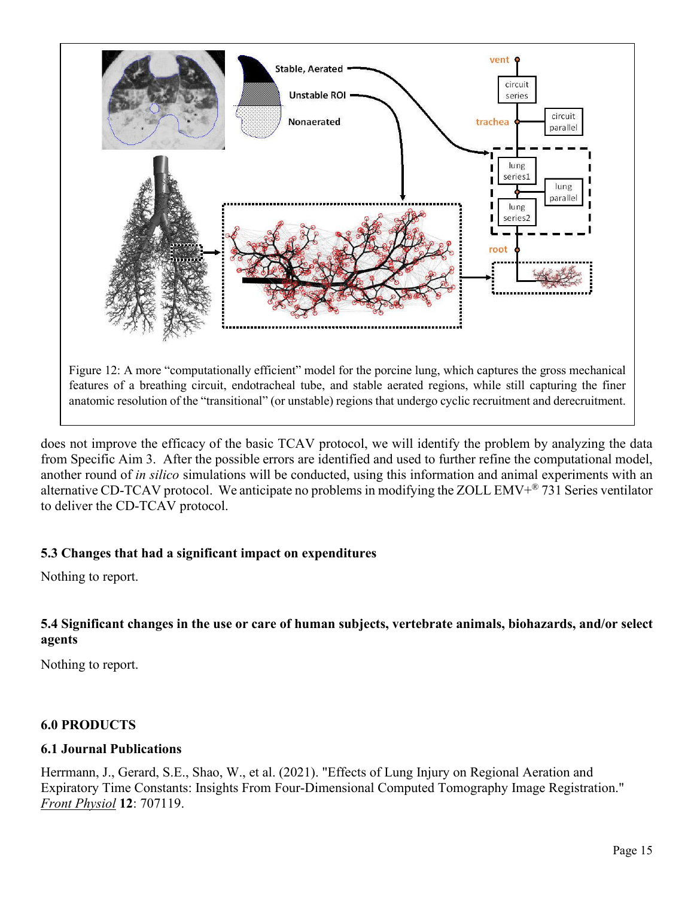Figure 12: A more “computationally efficient” model for the porcine lung, which captures the gross mechanical features of a breathing circuit, endotracheal tube, and stable aerated regions, while still capturing the finer anatomic resolution of the “transitional” (or unstable) regions that undergo cyclic recruitment and derecruitment.

does not improve the efficacy of the basic TCAV protocol, we will identify the problem by analyzing the data from Specific Aim 3. After the possible errors are identified and used to further refine the computational model, another round of *in silico* simulations will be conducted, using this information and animal experiments with an alternative CD-TCAV protocol. We anticipate no problems in modifying the ZOLL EMV+® 731 Series ventilator to deliver the CD-TCAV protocol.

### 5.3 Changes that had a significant impact on expenditures

Nothing to report.

### 5.4 Significant changes in the use or care of human subjects, vertebrate animals, biohazards, and/or select agents

Nothing to report.

## 6.0 PRODUCTS

### 6.1 Journal Publications

Herrmann, J., Gerard, S.E., Shao, W., et al. (2021). "Effects of Lung Injury on Regional Aeration and Expiratory Time Constants: Insights From Four-Dimensional Computed Tomography Image Registration." *Front Physiol* **12**: 707119.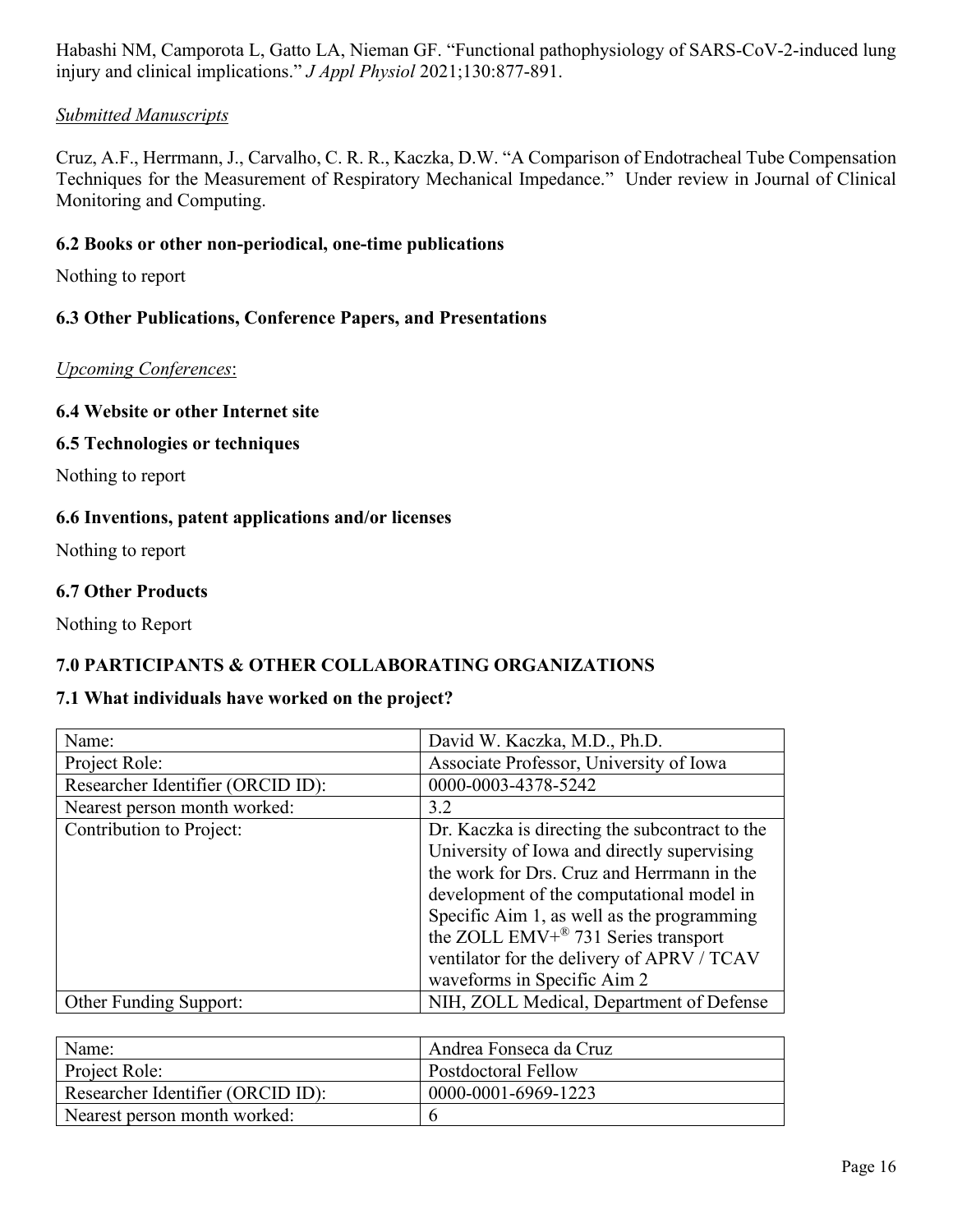Habashi NM, Camporota L, Gatto LA, Nieman GF. "Functional pathophysiology of SARS-CoV-2-induced lung injury and clinical implications." *J Appl Physiol* 2021;130:877-891.

*Submitted Manuscripts*

Cruz, A.F., Herrmann, J., Carvalho, C. R. R., Kaczka, D.W. "A Comparison of Endotracheal Tube Compensation Techniques for the Measurement of Respiratory Mechanical Impedance." Under review in Journal of Clinical Monitoring and Computing.

### 6.2 Books or other non-periodical, one-time publications

Nothing to report

### 6.3 Other Publications, Conference Papers, and Presentations

*Upcoming Conferences*:

### 6.4 Website or other Internet site

### 6.5 Technologies or techniques

Nothing to report

### 6.6 Inventions, patent applications and/or licenses

Nothing to report

### 6.7 Other Products

Nothing to Report

## 7.0 PARTICIPANTS & OTHER COLLABORATING ORGANIZATIONS

### 7.1 What individuals have worked on the project?

| Name: | David W. Kaczka, M.D., Ph.D. |
|---|---|
| Project Role: | Associate Professor, University of Iowa |
| Researcher Identifier (ORCID ID): | 0000-0003-4378-5242 |
| Nearest person month worked: | 3.2 |
| Contribution to Project: | Dr. Kaczka is directing the subcontract to the University of Iowa and directly supervising the work for Drs. Cruz and Herrmann in the development of the computational model in Specific Aim 1, as well as the programming the ZOLL EMV+® 731 Series transport ventilator for the delivery of APRV / TCAV waveforms in Specific Aim 2 |
| Other Funding Support: | NIH, ZOLL Medical, Department of Defense |

| Name: | Andrea Fonseca da Cruz |
|---|---|
| Project Role: | Postdoctoral Fellow |
| Researcher Identifier (ORCID ID): | 0000-0001-6969-1223 |
| Nearest person month worked: | 6 |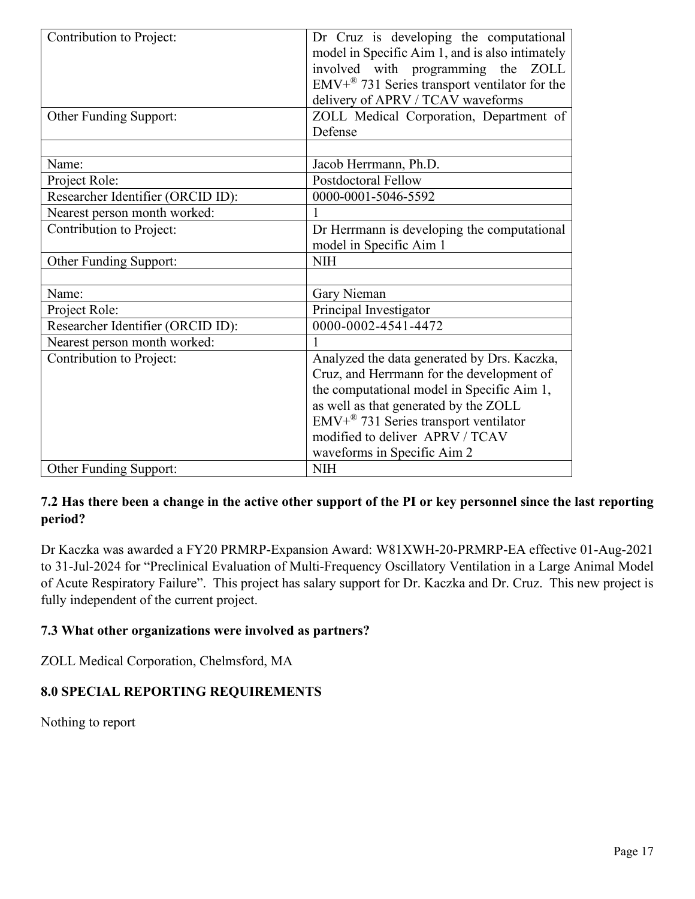| | |
|---|---|
| Contribution to Project: | Dr Cruz is developing the computational model in Specific Aim 1, and is also intimately involved with programming the ZOLL EMV+® 731 Series transport ventilator for the delivery of APRV / TCAV waveforms |
| Other Funding Support: | ZOLL Medical Corporation, Department of Defense |
| | |
| Name: | Jacob Herrmann, Ph.D. |
| Project Role: | Postdoctoral Fellow |
| Researcher Identifier (ORCID ID): | 0000-0001-5046-5592 |
| Nearest person month worked: | 1 |
| Contribution to Project: | Dr Herrmann is developing the computational model in Specific Aim 1 |
| Other Funding Support: | NIH |
| | |
| Name: | Gary Nieman |
| Project Role: | Principal Investigator |
| Researcher Identifier (ORCID ID): | 0000-0002-4541-4472 |
| Nearest person month worked: | 1 |
| Contribution to Project: | Analyzed the data generated by Drs. Kaczka, Cruz, and Herrmann for the development of the computational model in Specific Aim 1, as well as that generated by the ZOLL EMV+® 731 Series transport ventilator modified to deliver APRV / TCAV waveforms in Specific Aim 2 |
| Other Funding Support: | NIH |

### 7.2 Has there been a change in the active other support of the PI or key personnel since the last reporting period?

Dr Kaczka was awarded a FY20 PRMRP-Expansion Award: W81XWH-20-PRMRP-EA effective 01-Aug-2021 to 31-Jul-2024 for "Preclinical Evaluation of Multi-Frequency Oscillatory Ventilation in a Large Animal Model of Acute Respiratory Failure". This project has salary support for Dr. Kaczka and Dr. Cruz. This new project is fully independent of the current project.

### 7.3 What other organizations were involved as partners?

ZOLL Medical Corporation, Chelmsford, MA

## 8.0 SPECIAL REPORTING REQUIREMENTS

Nothing to report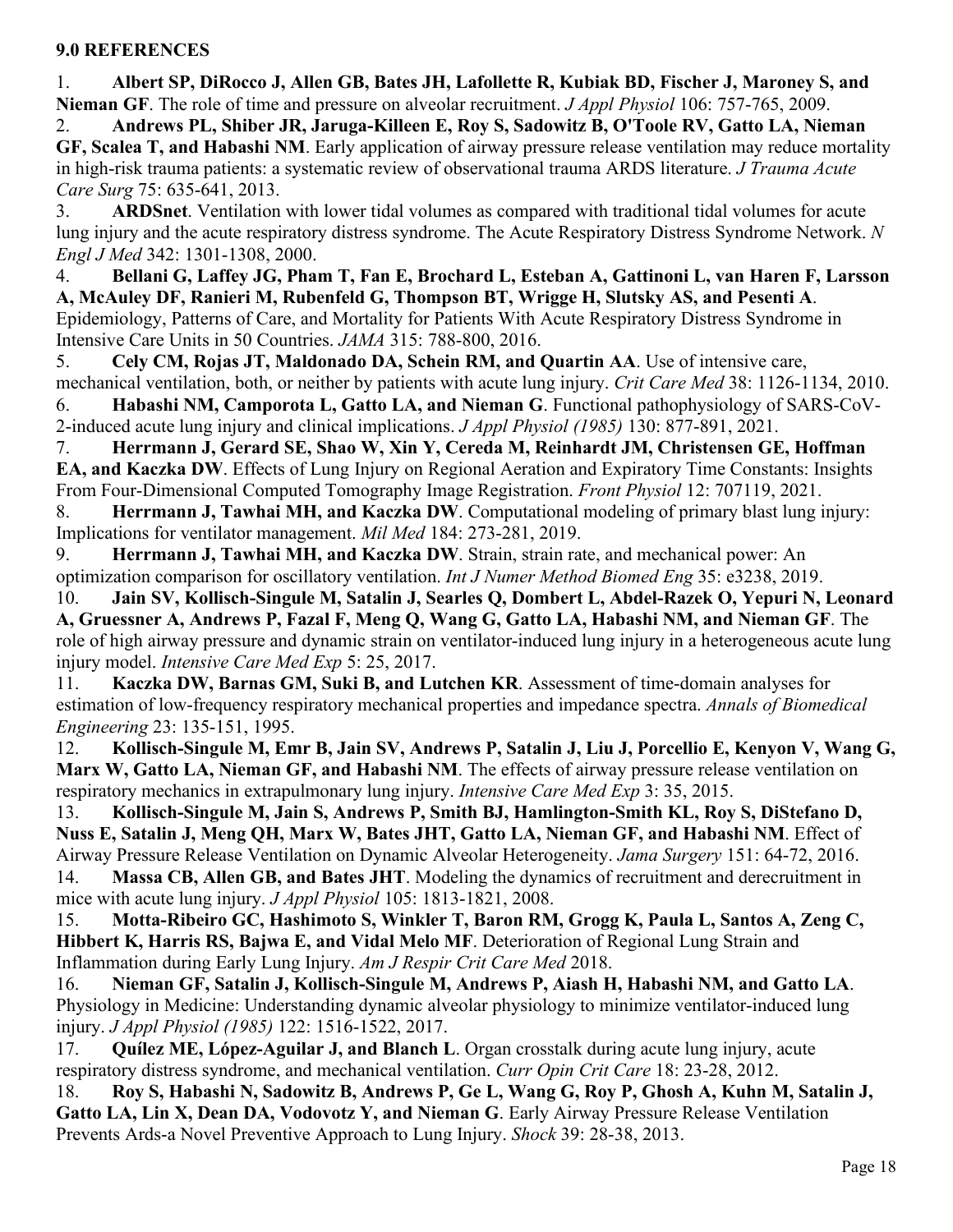## 9.0 REFERENCES

1. **Albert SP, DiRocco J, Allen GB, Bates JH, Lafollette R, Kubiak BD, Fischer J, Maroney S, and Nieman GF**. The role of time and pressure on alveolar recruitment. *J Appl Physiol* 106: 757-765, 2009.
2. **Andrews PL, Shiber JR, Jaruga-Killeen E, Roy S, Sadowitz B, O'Toole RV, Gatto LA, Nieman GF, Scalea T, and Habashi NM**. Early application of airway pressure release ventilation may reduce mortality in high-risk trauma patients: a systematic review of observational trauma ARDS literature. *J Trauma Acute Care Surg* 75: 635-641, 2013.
3. **ARDSnet**. Ventilation with lower tidal volumes as compared with traditional tidal volumes for acute lung injury and the acute respiratory distress syndrome. The Acute Respiratory Distress Syndrome Network. *N Engl J Med* 342: 1301-1308, 2000.
4. **Bellani G, Laffey JG, Pham T, Fan E, Brochard L, Esteban A, Gattinoni L, van Haren F, Larsson A, McAuley DF, Ranieri M, Rubenfeld G, Thompson BT, Wrigge H, Slutsky AS, and Pesenti A**. Epidemiology, Patterns of Care, and Mortality for Patients With Acute Respiratory Distress Syndrome in Intensive Care Units in 50 Countries. *JAMA* 315: 788-800, 2016.
5. **Cely CM, Rojas JT, Maldonado DA, Schein RM, and Quartin AA**. Use of intensive care, mechanical ventilation, both, or neither by patients with acute lung injury. *Crit Care Med* 38: 1126-1134, 2010.
6. **Habashi NM, Camporota L, Gatto LA, and Nieman G**. Functional pathophysiology of SARS-CoV-2-induced acute lung injury and clinical implications. *J Appl Physiol (1985)* 130: 877-891, 2021.
7. **Herrmann J, Gerard SE, Shao W, Xin Y, Cereda M, Reinhardt JM, Christensen GE, Hoffman EA, and Kaczka DW**. Effects of Lung Injury on Regional Aeration and Expiratory Time Constants: Insights From Four-Dimensional Computed Tomography Image Registration. *Front Physiol* 12: 707119, 2021.
8. **Herrmann J, Tawhai MH, and Kaczka DW**. Computational modeling of primary blast lung injury: Implications for ventilator management. *Mil Med* 184: 273-281, 2019.
9. **Herrmann J, Tawhai MH, and Kaczka DW**. Strain, strain rate, and mechanical power: An optimization comparison for oscillatory ventilation. *Int J Numer Method Biomed Eng* 35: e3238, 2019.
10. **Jain SV, Kollisch-Singule M, Satalin J, Searles Q, Dombert L, Abdel-Razek O, Yepuri N, Leonard A, Gruessner A, Andrews P, Fazal F, Meng Q, Wang G, Gatto LA, Habashi NM, and Nieman GF**. The role of high airway pressure and dynamic strain on ventilator-induced lung injury in a heterogeneous acute lung injury model. *Intensive Care Med Exp* 5: 25, 2017.
11. **Kaczka DW, Barnas GM, Suki B, and Lutchen KR**. Assessment of time-domain analyses for estimation of low-frequency respiratory mechanical properties and impedance spectra. *Annals of Biomedical Engineering* 23: 135-151, 1995.
12. **Kollisch-Singule M, Emr B, Jain SV, Andrews P, Satalin J, Liu J, Porcellio E, Kenyon V, Wang G, Marx W, Gatto LA, Nieman GF, and Habashi NM**. The effects of airway pressure release ventilation on respiratory mechanics in extrapulmonary lung injury. *Intensive Care Med Exp* 3: 35, 2015.
13. **Kollisch-Singule M, Jain S, Andrews P, Smith BJ, Hamlington-Smith KL, Roy S, DiStefano D, Nuss E, Satalin J, Meng QH, Marx W, Bates JHT, Gatto LA, Nieman GF, and Habashi NM**. Effect of Airway Pressure Release Ventilation on Dynamic Alveolar Heterogeneity. *Jama Surgery* 151: 64-72, 2016.
14. **Massa CB, Allen GB, and Bates JHT**. Modeling the dynamics of recruitment and derecruitment in mice with acute lung injury. *J Appl Physiol* 105: 1813-1821, 2008.
15. **Motta-Ribeiro GC, Hashimoto S, Winkler T, Baron RM, Grogg K, Paula L, Santos A, Zeng C, Hibbert K, Harris RS, Bajwa E, and Vidal Melo MF**. Deterioration of Regional Lung Strain and Inflammation during Early Lung Injury. *Am J Respir Crit Care Med* 2018.
16. **Nieman GF, Satalin J, Kollisch-Singule M, Andrews P, Aiash H, Habashi NM, and Gatto LA**. Physiology in Medicine: Understanding dynamic alveolar physiology to minimize ventilator-induced lung injury. *J Appl Physiol (1985)* 122: 1516-1522, 2017.
17. **Quílez ME, López-Aguilar J, and Blanch L**. Organ crosstalk during acute lung injury, acute respiratory distress syndrome, and mechanical ventilation. *Curr Opin Crit Care* 18: 23-28, 2012.
18. **Roy S, Habashi N, Sadowitz B, Andrews P, Ge L, Wang G, Roy P, Ghosh A, Kuhn M, Satalin J, Gatto LA, Lin X, Dean DA, Vodovotz Y, and Nieman G**. Early Airway Pressure Release Ventilation Prevents Ards-a Novel Preventive Approach to Lung Injury. *Shock* 39: 28-38, 2013.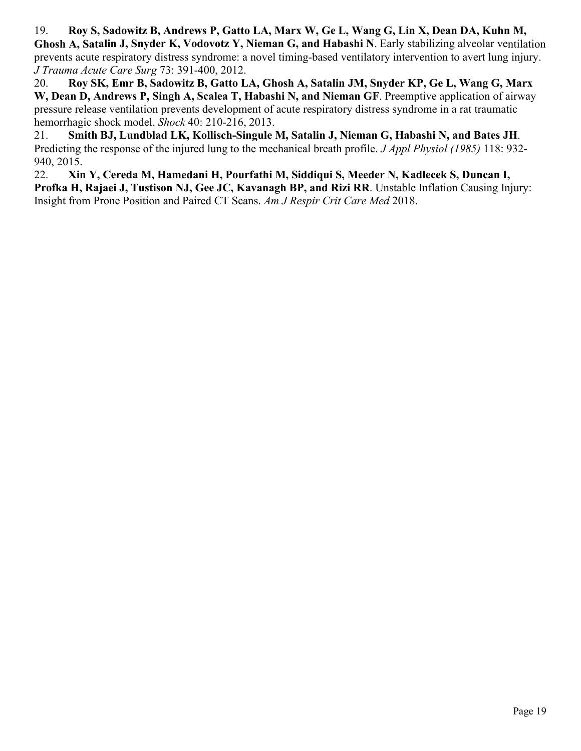19. **Roy S, Sadowitz B, Andrews P, Gatto LA, Marx W, Ge L, Wang G, Lin X, Dean DA, Kuhn M, Ghosh A, Satalin J, Snyder K, Vodovotz Y, Nieman G, and Habashi N**. Early stabilizing alveolar ventilation prevents acute respiratory distress syndrome: a novel timing-based ventilatory intervention to avert lung injury. *J Trauma Acute Care Surg* 73: 391-400, 2012.

20. **Roy SK, Emr B, Sadowitz B, Gatto LA, Ghosh A, Satalin JM, Snyder KP, Ge L, Wang G, Marx W, Dean D, Andrews P, Singh A, Scalea T, Habashi N, and Nieman GF**. Preemptive application of airway pressure release ventilation prevents development of acute respiratory distress syndrome in a rat traumatic hemorrhagic shock model. *Shock* 40: 210-216, 2013.

21. **Smith BJ, Lundblad LK, Kollisch-Singule M, Satalin J, Nieman G, Habashi N, and Bates JH**. Predicting the response of the injured lung to the mechanical breath profile. *J Appl Physiol (1985)* 118: 932-940, 2015.

22. **Xin Y, Cereda M, Hamedani H, Pourfathi M, Siddiqui S, Meeder N, Kadlecek S, Duncan I, Profka H, Rajaei J, Tustison NJ, Gee JC, Kavanagh BP, and Rizi RR**. Unstable Inflation Causing Injury: Insight from Prone Position and Paired CT Scans. *Am J Respir Crit Care Med* 2018.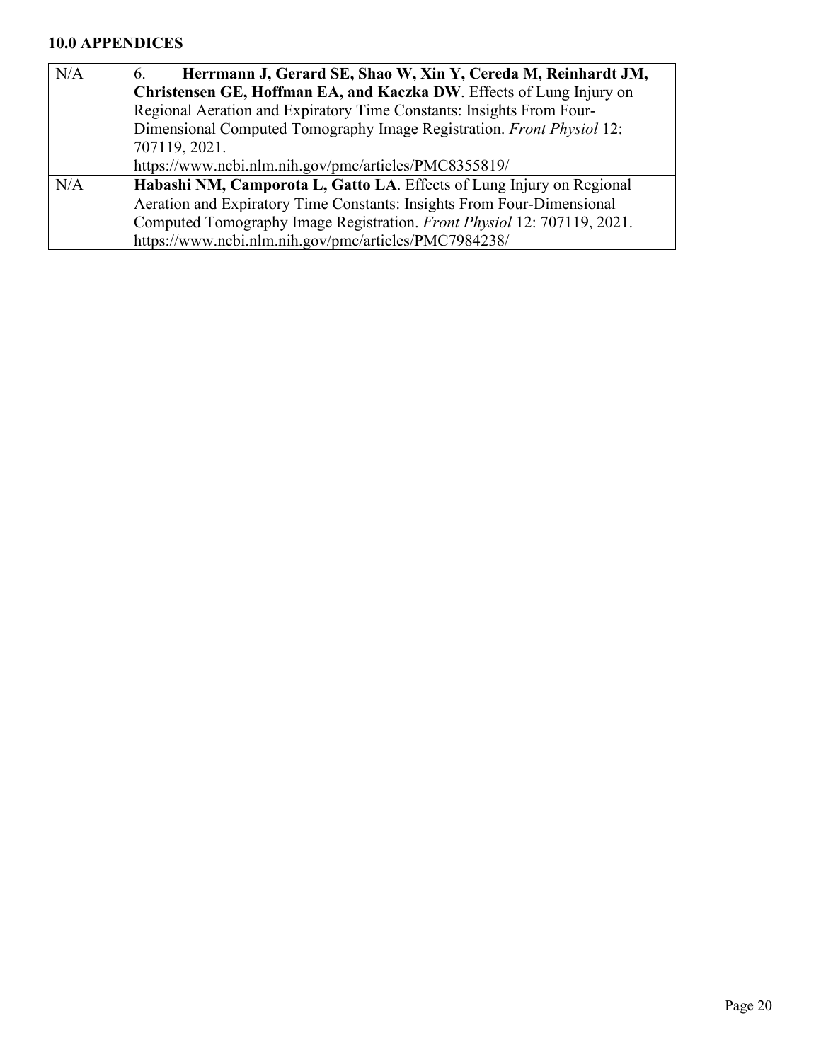**10.0 APPENDICES**

| | |
|---|---|
| N/A | 6. **Herrmann J, Gerard SE, Shao W, Xin Y, Cereda M, Reinhardt JM, Christensen GE, Hoffman EA, and Kaczka DW**. Effects of Lung Injury on Regional Aeration and Expiratory Time Constants: Insights From Four-Dimensional Computed Tomography Image Registration. *Front Physiol* 12: 707119, 2021. https://www.ncbi.nlm.nih.gov/pmc/articles/PMC8355819/ |
| N/A | **Habashi NM, Camporota L, Gatto LA**. Effects of Lung Injury on Regional Aeration and Expiratory Time Constants: Insights From Four-Dimensional Computed Tomography Image Registration. *Front Physiol* 12: 707119, 2021. https://www.ncbi.nlm.nih.gov/pmc/articles/PMC7984238/ |